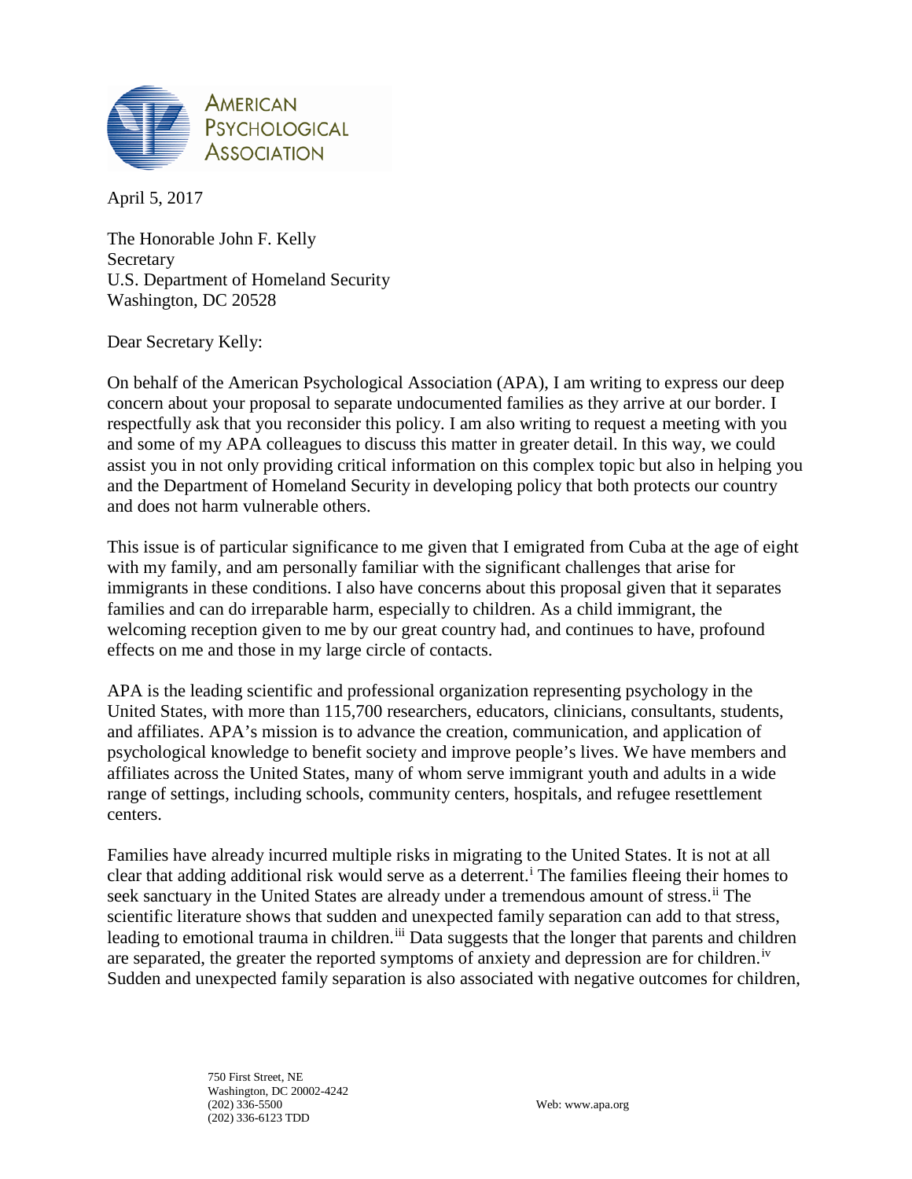AMERICAN PSYCHOLOGICAL ASSOCIATION

April 5, 2017

The Honorable John F. Kelly
Secretary
U.S. Department of Homeland Security
Washington, DC 20528

Dear Secretary Kelly:

On behalf of the American Psychological Association (APA), I am writing to express our deep concern about your proposal to separate undocumented families as they arrive at our border. I respectfully ask that you reconsider this policy. I am also writing to request a meeting with you and some of my APA colleagues to discuss this matter in greater detail. In this way, we could assist you in not only providing critical information on this complex topic but also in helping you and the Department of Homeland Security in developing policy that both protects our country and does not harm vulnerable others.

This issue is of particular significance to me given that I emigrated from Cuba at the age of eight with my family, and am personally familiar with the significant challenges that arise for immigrants in these conditions. I also have concerns about this proposal given that it separates families and can do irreparable harm, especially to children. As a child immigrant, the welcoming reception given to me by our great country had, and continues to have, profound effects on me and those in my large circle of contacts.

APA is the leading scientific and professional organization representing psychology in the United States, with more than 115,700 researchers, educators, clinicians, consultants, students, and affiliates. APA's mission is to advance the creation, communication, and application of psychological knowledge to benefit society and improve people's lives. We have members and affiliates across the United States, many of whom serve immigrant youth and adults in a wide range of settings, including schools, community centers, hospitals, and refugee resettlement centers.

Families have already incurred multiple risks in migrating to the United States. It is not at all clear that adding additional risk would serve as a deterrent.[i] The families fleeing their homes to seek sanctuary in the United States are already under a tremendous amount of stress.[ii] The scientific literature shows that sudden and unexpected family separation can add to that stress, leading to emotional trauma in children.[iii] Data suggests that the longer that parents and children are separated, the greater the reported symptoms of anxiety and depression are for children.[iv] Sudden and unexpected family separation is also associated with negative outcomes for children,

750 First Street, NE
Washington, DC 20002-4242
(202) 336-5500
(202) 336-6123 TDD

Web: www.apa.org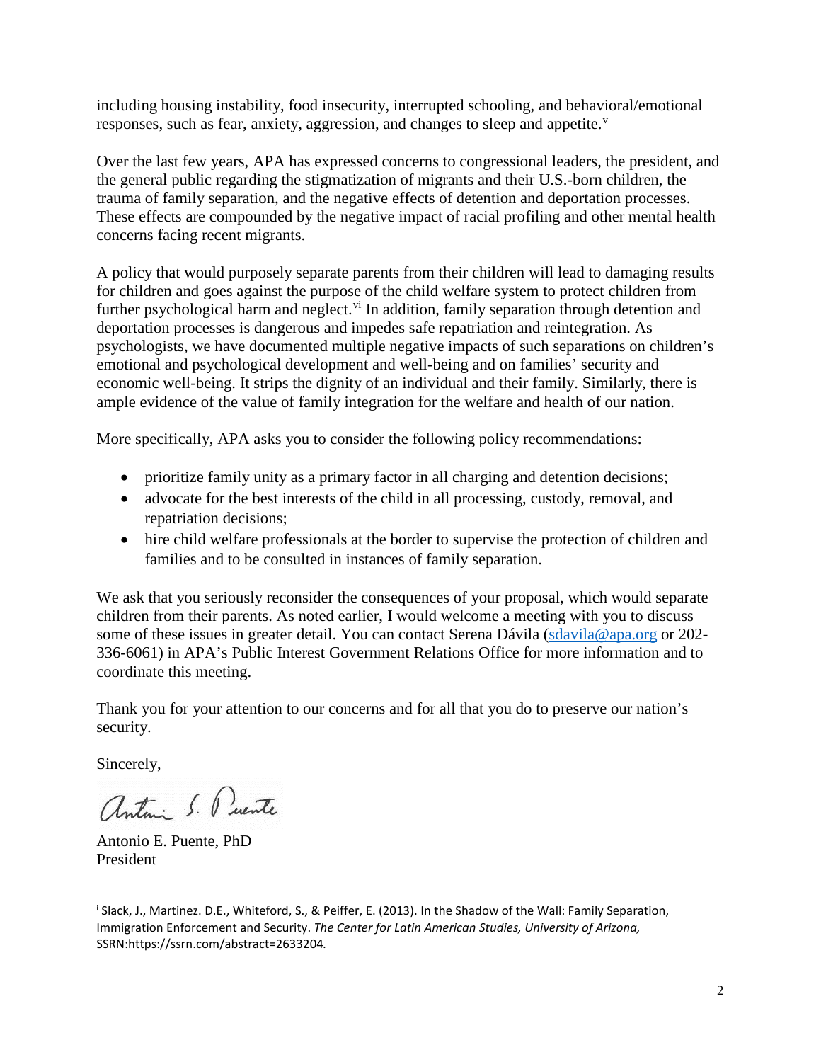including housing instability, food insecurity, interrupted schooling, and behavioral/emotional responses, such as fear, anxiety, aggression, and changes to sleep and appetite.[v]

Over the last few years, APA has expressed concerns to congressional leaders, the president, and the general public regarding the stigmatization of migrants and their U.S.-born children, the trauma of family separation, and the negative effects of detention and deportation processes. These effects are compounded by the negative impact of racial profiling and other mental health concerns facing recent migrants.

A policy that would purposely separate parents from their children will lead to damaging results for children and goes against the purpose of the child welfare system to protect children from further psychological harm and neglect.[vi] In addition, family separation through detention and deportation processes is dangerous and impedes safe repatriation and reintegration. As psychologists, we have documented multiple negative impacts of such separations on children's emotional and psychological development and well-being and on families' security and economic well-being. It strips the dignity of an individual and their family. Similarly, there is ample evidence of the value of family integration for the welfare and health of our nation.

More specifically, APA asks you to consider the following policy recommendations:

- prioritize family unity as a primary factor in all charging and detention decisions;
- advocate for the best interests of the child in all processing, custody, removal, and repatriation decisions;
- hire child welfare professionals at the border to supervise the protection of children and families and to be consulted in instances of family separation.

We ask that you seriously reconsider the consequences of your proposal, which would separate children from their parents. As noted earlier, I would welcome a meeting with you to discuss some of these issues in greater detail. You can contact Serena Dávila (sdavila@apa.org or 202-336-6061) in APA's Public Interest Government Relations Office for more information and to coordinate this meeting.

Thank you for your attention to our concerns and for all that you do to preserve our nation's security.

Sincerely,

Antonio E. Puente, PhD
President

---

[i] Slack, J., Martinez. D.E., Whiteford, S., & Peiffer, E. (2013). In the Shadow of the Wall: Family Separation, Immigration Enforcement and Security. *The Center for Latin American Studies, University of Arizona,* SSRN:https://ssrn.com/abstract=2633204.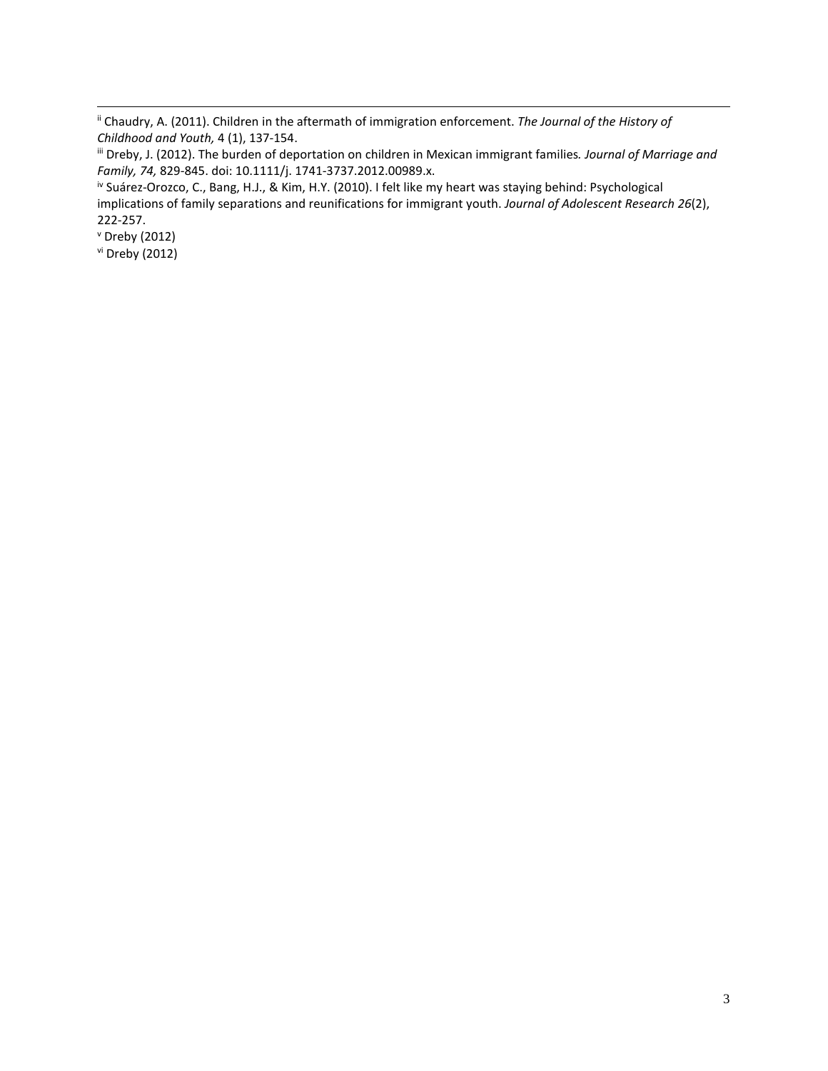[ii] Chaudry, A. (2011). Children in the aftermath of immigration enforcement. *The Journal of the History of Childhood and Youth,* 4 (1), 137-154.

[iii] Dreby, J. (2012). The burden of deportation on children in Mexican immigrant families*. Journal of Marriage and Family, 74,* 829-845. doi: 10.1111/j. 1741-3737.2012.00989.x.

[iv] Suárez-Orozco, C., Bang, H.J., & Kim, H.Y. (2010). I felt like my heart was staying behind: Psychological implications of family separations and reunifications for immigrant youth. *Journal of Adolescent Research 26*(2), 222-257.

[v] Dreby (2012)

[vi] Dreby (2012)